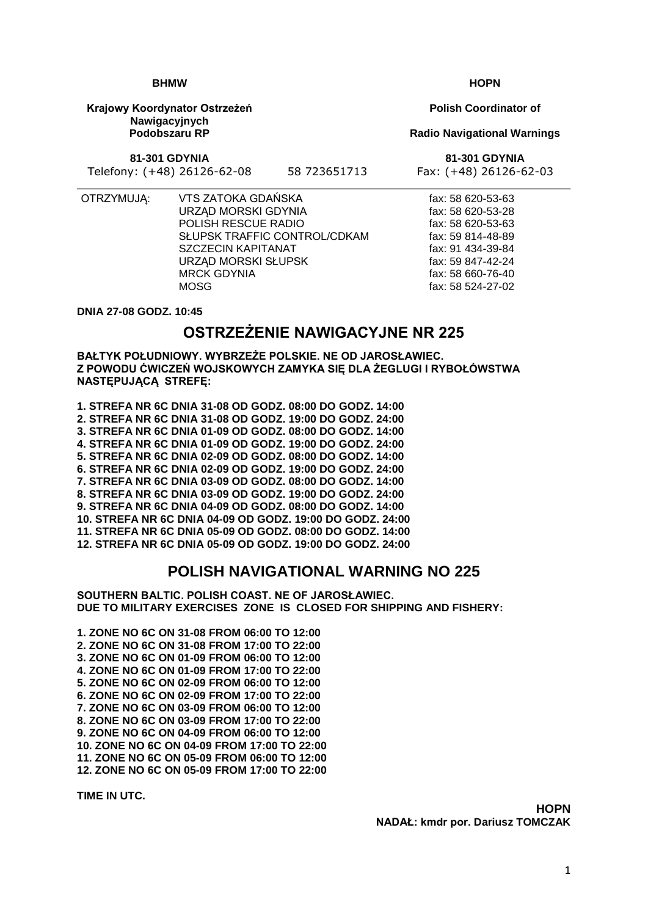| BHMW | | HOPN |
|---|---|---|
| **Krajowy Koordynator Ostrzeżeń Nawigacyjnych Podobszaru RP** | | **Polish Coordinator of Radio Navigational Warnings** |
| **81-301 GDYNIA** | | **81-301 GDYNIA** |
| Telefony: (+48) 26126-62-08 | 58 723651713 | Fax: (+48) 26126-62-03 |

| OTRZYMUJĄ: | | |
|---|---|---|
| | VTS ZATOKA GDAŃSKA | fax: 58 620-53-63 |
| | URZĄD MORSKI GDYNIA | fax: 58 620-53-28 |
| | POLISH RESCUE RADIO | fax: 58 620-53-63 |
| | SŁUPSK TRAFFIC CONTROL/CDKAM | fax: 59 814-48-89 |
| | SZCZECIN KAPITANAT | fax: 91 434-39-84 |
| | URZĄD MORSKI SŁUPSK | fax: 59 847-42-24 |
| | MRCK GDYNIA | fax: 58 660-76-40 |
| | MOSG | fax: 58 524-27-02 |

**DNIA 27-08 GODZ. 10:45**

# OSTRZEŻENIE NAWIGACYJNE NR 225

**BAŁTYK POŁUDNIOWY. WYBRZEŻE POLSKIE. NE OD JAROSŁAWIEC.**
**Z POWODU ĆWICZEŃ WOJSKOWYCH ZAMYKA SIĘ DLA ŻEGLUGI I RYBOŁÓWSTWA NASTĘPUJĄCĄ STREFĘ:**

**1. STREFA NR 6C DNIA 31-08 OD GODZ. 08:00 DO GODZ. 14:00**
**2. STREFA NR 6C DNIA 31-08 OD GODZ. 19:00 DO GODZ. 24:00**
**3. STREFA NR 6C DNIA 01-09 OD GODZ. 08:00 DO GODZ. 14:00**
**4. STREFA NR 6C DNIA 01-09 OD GODZ. 19:00 DO GODZ. 24:00**
**5. STREFA NR 6C DNIA 02-09 OD GODZ. 08:00 DO GODZ. 14:00**
**6. STREFA NR 6C DNIA 02-09 OD GODZ. 19:00 DO GODZ. 24:00**
**7. STREFA NR 6C DNIA 03-09 OD GODZ. 08:00 DO GODZ. 14:00**
**8. STREFA NR 6C DNIA 03-09 OD GODZ. 19:00 DO GODZ. 24:00**
**9. STREFA NR 6C DNIA 04-09 OD GODZ. 08:00 DO GODZ. 14:00**
**10. STREFA NR 6C DNIA 04-09 OD GODZ. 19:00 DO GODZ. 24:00**
**11. STREFA NR 6C DNIA 05-09 OD GODZ. 08:00 DO GODZ. 14:00**
**12. STREFA NR 6C DNIA 05-09 OD GODZ. 19:00 DO GODZ. 24:00**

# POLISH NAVIGATIONAL WARNING NO 225

**SOUTHERN BALTIC. POLISH COAST. NE OF JAROSŁAWIEC.**
**DUE TO MILITARY EXERCISES ZONE IS CLOSED FOR SHIPPING AND FISHERY:**

**1. ZONE NO 6C ON 31-08 FROM 06:00 TO 12:00**
**2. ZONE NO 6C ON 31-08 FROM 17:00 TO 22:00**
**3. ZONE NO 6C ON 01-09 FROM 06:00 TO 12:00**
**4. ZONE NO 6C ON 01-09 FROM 17:00 TO 22:00**
**5. ZONE NO 6C ON 02-09 FROM 06:00 TO 12:00**
**6. ZONE NO 6C ON 02-09 FROM 17:00 TO 22:00**
**7. ZONE NO 6C ON 03-09 FROM 06:00 TO 12:00**
**8. ZONE NO 6C ON 03-09 FROM 17:00 TO 22:00**
**9. ZONE NO 6C ON 04-09 FROM 06:00 TO 12:00**
**10. ZONE NO 6C ON 04-09 FROM 17:00 TO 22:00**
**11. ZONE NO 6C ON 05-09 FROM 06:00 TO 12:00**
**12. ZONE NO 6C ON 05-09 FROM 17:00 TO 22:00**

**TIME IN UTC.**

**HOPN**
**NADAŁ: kmdr por. Dariusz TOMCZAK**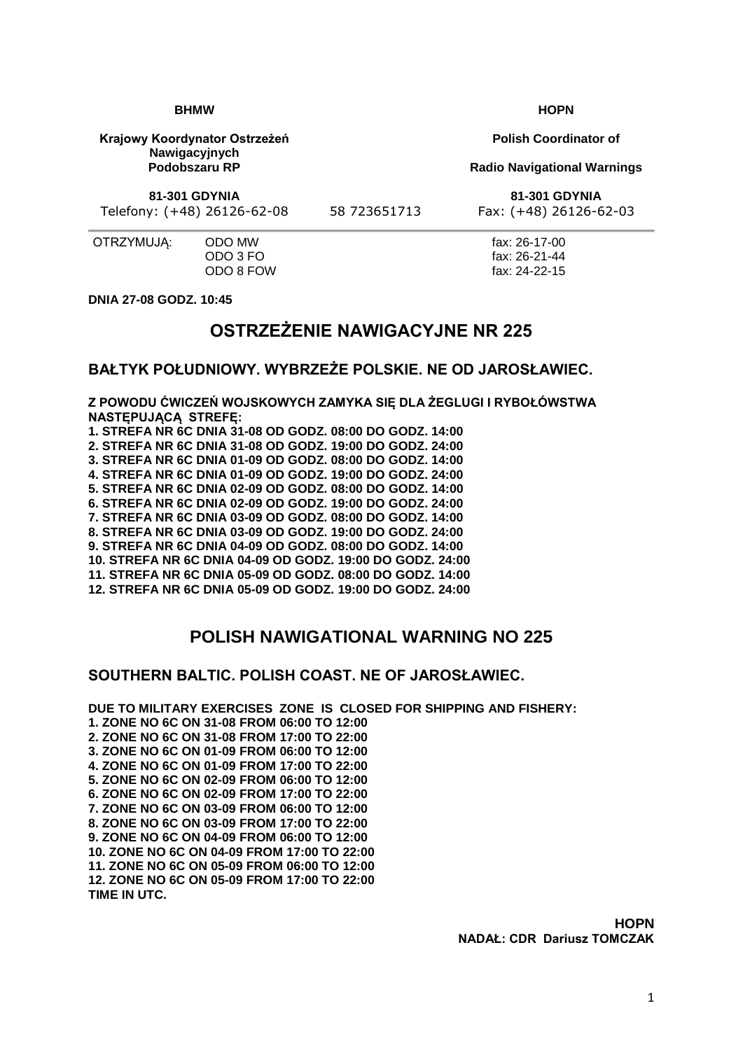| BHMW | | HOPN |
|---|---|---|
| **Krajowy Koordynator Ostrzeżeń Nawigacyjnych Podobszaru RP** | | **Polish Coordinator of Radio Navigational Warnings** |
| **81-301 GDYNIA** | | **81-301 GDYNIA** |
| Telefony: (+48) 26126-62-08 | 58 723651713 | Fax: (+48) 26126-62-03 |

| | | |
|---|---|---|
| OTRZYMUJĄ: | ODO MW | fax: 26-17-00 |
| | ODO 3 FO | fax: 26-21-44 |
| | ODO 8 FOW | fax: 24-22-15 |

**DNIA 27-08 GODZ. 10:45**

# OSTRZEŻENIE NAWIGACYJNE NR 225

## BAŁTYK POŁUDNIOWY. WYBRZEŻE POLSKIE. NE OD JAROSŁAWIEC.

**Z POWODU ĆWICZEŃ WOJSKOWYCH ZAMYKA SIĘ DLA ŻEGLUGI I RYBOŁÓWSTWA NASTĘPUJĄCĄ STREFĘ:**

**1. STREFA NR 6C DNIA 31-08 OD GODZ. 08:00 DO GODZ. 14:00**
**2. STREFA NR 6C DNIA 31-08 OD GODZ. 19:00 DO GODZ. 24:00**
**3. STREFA NR 6C DNIA 01-09 OD GODZ. 08:00 DO GODZ. 14:00**
**4. STREFA NR 6C DNIA 01-09 OD GODZ. 19:00 DO GODZ. 24:00**
**5. STREFA NR 6C DNIA 02-09 OD GODZ. 08:00 DO GODZ. 14:00**
**6. STREFA NR 6C DNIA 02-09 OD GODZ. 19:00 DO GODZ. 24:00**
**7. STREFA NR 6C DNIA 03-09 OD GODZ. 08:00 DO GODZ. 14:00**
**8. STREFA NR 6C DNIA 03-09 OD GODZ. 19:00 DO GODZ. 24:00**
**9. STREFA NR 6C DNIA 04-09 OD GODZ. 08:00 DO GODZ. 14:00**
**10. STREFA NR 6C DNIA 04-09 OD GODZ. 19:00 DO GODZ. 24:00**
**11. STREFA NR 6C DNIA 05-09 OD GODZ. 08:00 DO GODZ. 14:00**
**12. STREFA NR 6C DNIA 05-09 OD GODZ. 19:00 DO GODZ. 24:00**

# POLISH NAWIGATIONAL WARNING NO 225

## SOUTHERN BALTIC. POLISH COAST. NE OF JAROSŁAWIEC.

**DUE TO MILITARY EXERCISES ZONE IS CLOSED FOR SHIPPING AND FISHERY:**

**1. ZONE NO 6C ON 31-08 FROM 06:00 TO 12:00**
**2. ZONE NO 6C ON 31-08 FROM 17:00 TO 22:00**
**3. ZONE NO 6C ON 01-09 FROM 06:00 TO 12:00**
**4. ZONE NO 6C ON 01-09 FROM 17:00 TO 22:00**
**5. ZONE NO 6C ON 02-09 FROM 06:00 TO 12:00**
**6. ZONE NO 6C ON 02-09 FROM 17:00 TO 22:00**
**7. ZONE NO 6C ON 03-09 FROM 06:00 TO 12:00**
**8. ZONE NO 6C ON 03-09 FROM 17:00 TO 22:00**
**9. ZONE NO 6C ON 04-09 FROM 06:00 TO 12:00**
**10. ZONE NO 6C ON 04-09 FROM 17:00 TO 22:00**
**11. ZONE NO 6C ON 05-09 FROM 06:00 TO 12:00**
**12. ZONE NO 6C ON 05-09 FROM 17:00 TO 22:00**
**TIME IN UTC.**

**HOPN**
**NADAŁ: CDR Dariusz TOMCZAK**